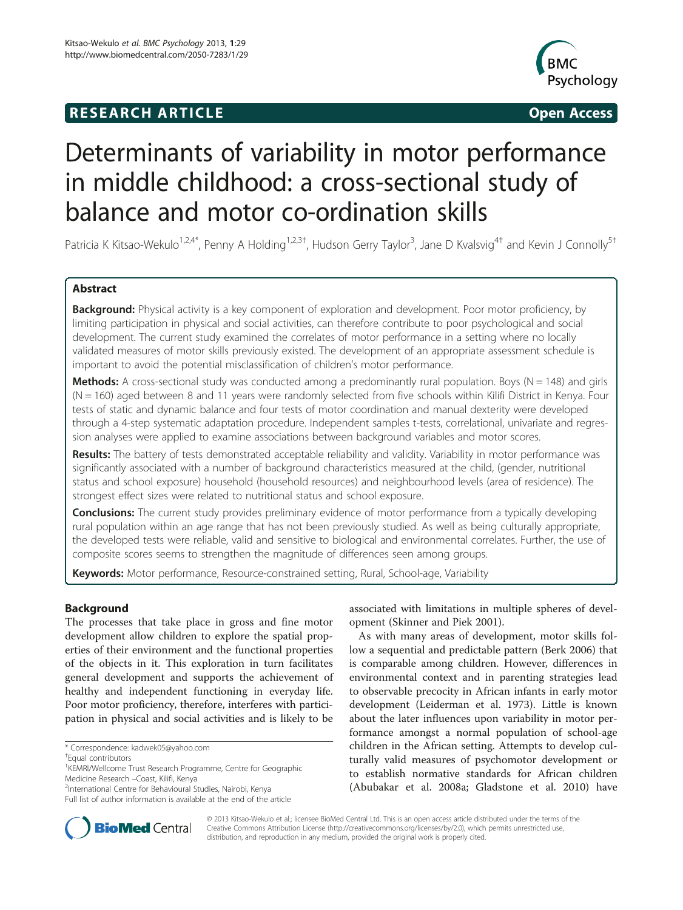RESEARCH ARTICLE Open Access

# Determinants of variability in motor performance in middle childhood: a cross-sectional study of balance and motor co-ordination skills

Patricia K Kitsao-Wekulo[1,2,4*], Penny A Holding[1,2,3†], Hudson Gerry Taylor[3], Jane D Kvalsvig[4†] and Kevin J Connolly[5†]

## Abstract

**Background:** Physical activity is a key component of exploration and development. Poor motor proficiency, by limiting participation in physical and social activities, can therefore contribute to poor psychological and social development. The current study examined the correlates of motor performance in a setting where no locally validated measures of motor skills previously existed. The development of an appropriate assessment schedule is important to avoid the potential misclassification of children's motor performance.

**Methods:** A cross-sectional study was conducted among a predominantly rural population. Boys (N = 148) and girls (N = 160) aged between 8 and 11 years were randomly selected from five schools within Kilifi District in Kenya. Four tests of static and dynamic balance and four tests of motor coordination and manual dexterity were developed through a 4-step systematic adaptation procedure. Independent samples t-tests, correlational, univariate and regression analyses were applied to examine associations between background variables and motor scores.

**Results:** The battery of tests demonstrated acceptable reliability and validity. Variability in motor performance was significantly associated with a number of background characteristics measured at the child, (gender, nutritional status and school exposure) household (household resources) and neighbourhood levels (area of residence). The strongest effect sizes were related to nutritional status and school exposure.

**Conclusions:** The current study provides preliminary evidence of motor performance from a typically developing rural population within an age range that has not been previously studied. As well as being culturally appropriate, the developed tests were reliable, valid and sensitive to biological and environmental correlates. Further, the use of composite scores seems to strengthen the magnitude of differences seen among groups.

**Keywords:** Motor performance, Resource-constrained setting, Rural, School-age, Variability

## Background

The processes that take place in gross and fine motor development allow children to explore the spatial properties of their environment and the functional properties of the objects in it. This exploration in turn facilitates general development and supports the achievement of healthy and independent functioning in everyday life. Poor motor proficiency, therefore, interferes with participation in physical and social activities and is likely to be associated with limitations in multiple spheres of development (Skinner and Piek 2001).

As with many areas of development, motor skills follow a sequential and predictable pattern (Berk 2006) that is comparable among children. However, differences in environmental context and in parenting strategies lead to observable precocity in African infants in early motor development (Leiderman et al. 1973). Little is known about the later influences upon variability in motor performance amongst a normal population of school-age children in the African setting. Attempts to develop culturally valid measures of psychomotor development or to establish normative standards for African children (Abubakar et al. 2008a; Gladstone et al. 2010) have

\* Correspondence: kadwek05@yahoo.com
†Equal contributors
[1]KEMRI/Wellcome Trust Research Programme, Centre for Geographic Medicine Research –Coast, Kilifi, Kenya
[2]International Centre for Behavioural Studies, Nairobi, Kenya
Full list of author information is available at the end of the article

© 2013 Kitsao-Wekulo et al.; licensee BioMed Central Ltd. This is an open access article distributed under the terms of the Creative Commons Attribution License (http://creativecommons.org/licenses/by/2.0), which permits unrestricted use, distribution, and reproduction in any medium, provided the original work is properly cited.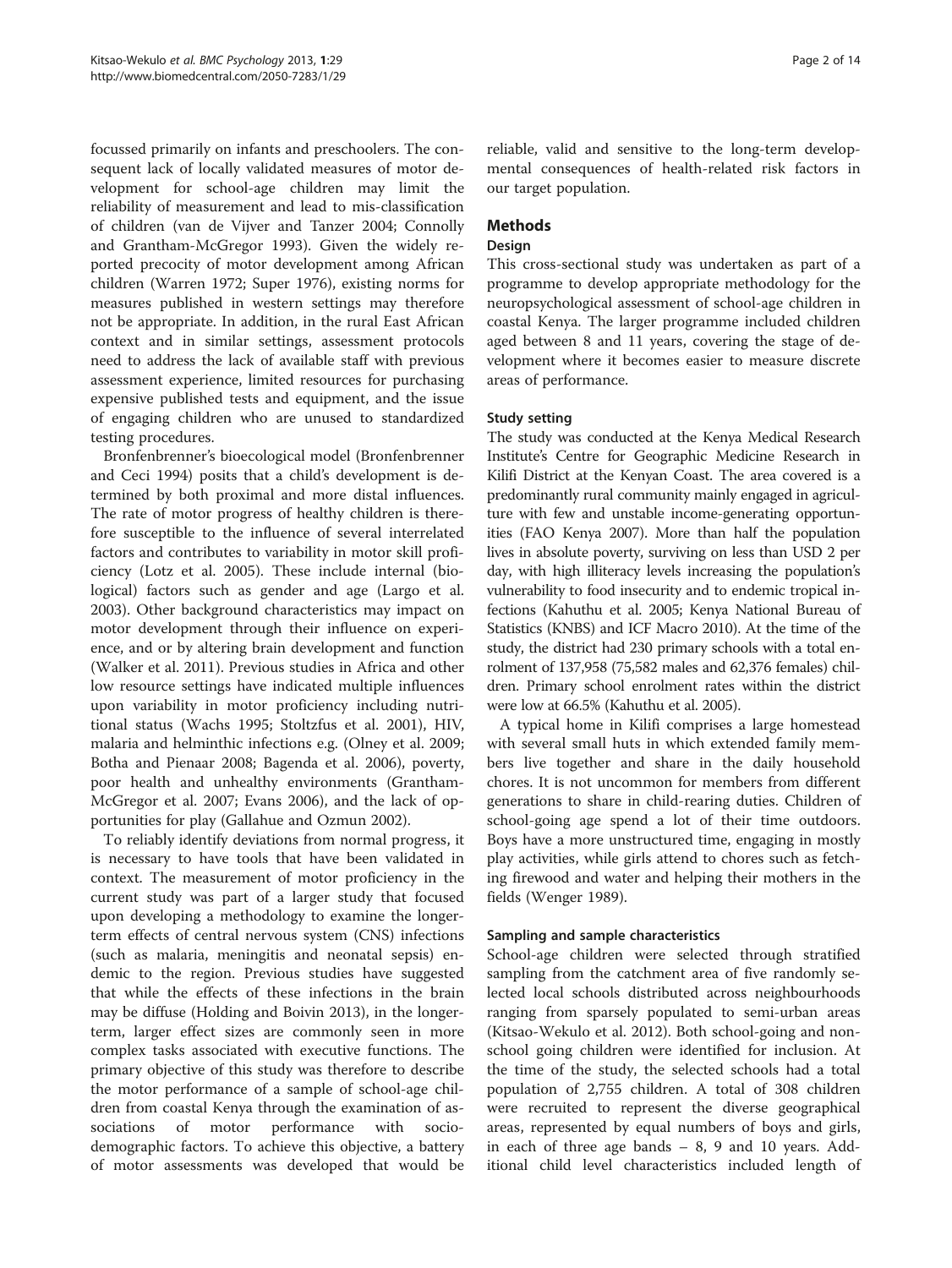focussed primarily on infants and preschoolers. The consequent lack of locally validated measures of motor development for school-age children may limit the reliability of measurement and lead to mis-classification of children (van de Vijver and Tanzer 2004; Connolly and Grantham-McGregor 1993). Given the widely reported precocity of motor development among African children (Warren 1972; Super 1976), existing norms for measures published in western settings may therefore not be appropriate. In addition, in the rural East African context and in similar settings, assessment protocols need to address the lack of available staff with previous assessment experience, limited resources for purchasing expensive published tests and equipment, and the issue of engaging children who are unused to standardized testing procedures.

Bronfenbrenner's bioecological model (Bronfenbrenner and Ceci 1994) posits that a child's development is determined by both proximal and more distal influences. The rate of motor progress of healthy children is therefore susceptible to the influence of several interrelated factors and contributes to variability in motor skill proficiency (Lotz et al. 2005). These include internal (biological) factors such as gender and age (Largo et al. 2003). Other background characteristics may impact on motor development through their influence on experience, and or by altering brain development and function (Walker et al. 2011). Previous studies in Africa and other low resource settings have indicated multiple influences upon variability in motor proficiency including nutritional status (Wachs 1995; Stoltzfus et al. 2001), HIV, malaria and helminthic infections e.g. (Olney et al. 2009; Botha and Pienaar 2008; Bagenda et al. 2006), poverty, poor health and unhealthy environments (Grantham-McGregor et al. 2007; Evans 2006), and the lack of opportunities for play (Gallahue and Ozmun 2002).

To reliably identify deviations from normal progress, it is necessary to have tools that have been validated in context. The measurement of motor proficiency in the current study was part of a larger study that focused upon developing a methodology to examine the longer-term effects of central nervous system (CNS) infections (such as malaria, meningitis and neonatal sepsis) endemic to the region. Previous studies have suggested that while the effects of these infections in the brain may be diffuse (Holding and Boivin 2013), in the longer-term, larger effect sizes are commonly seen in more complex tasks associated with executive functions. The primary objective of this study was therefore to describe the motor performance of a sample of school-age children from coastal Kenya through the examination of associations of motor performance with socio-demographic factors. To achieve this objective, a battery of motor assessments was developed that would be reliable, valid and sensitive to the long-term developmental consequences of health-related risk factors in our target population.

## Methods

### Design

This cross-sectional study was undertaken as part of a programme to develop appropriate methodology for the neuropsychological assessment of school-age children in coastal Kenya. The larger programme included children aged between 8 and 11 years, covering the stage of development where it becomes easier to measure discrete areas of performance.

### Study setting

The study was conducted at the Kenya Medical Research Institute's Centre for Geographic Medicine Research in Kilifi District at the Kenyan Coast. The area covered is a predominantly rural community mainly engaged in agriculture with few and unstable income-generating opportunities (FAO Kenya 2007). More than half the population lives in absolute poverty, surviving on less than USD 2 per day, with high illiteracy levels increasing the population's vulnerability to food insecurity and to endemic tropical infections (Kahuthu et al. 2005; Kenya National Bureau of Statistics (KNBS) and ICF Macro 2010). At the time of the study, the district had 230 primary schools with a total enrolment of 137,958 (75,582 males and 62,376 females) children. Primary school enrolment rates within the district were low at 66.5% (Kahuthu et al. 2005).

A typical home in Kilifi comprises a large homestead with several small huts in which extended family members live together and share in the daily household chores. It is not uncommon for members from different generations to share in child-rearing duties. Children of school-going age spend a lot of their time outdoors. Boys have a more unstructured time, engaging in mostly play activities, while girls attend to chores such as fetching firewood and water and helping their mothers in the fields (Wenger 1989).

### Sampling and sample characteristics

School-age children were selected through stratified sampling from the catchment area of five randomly selected local schools distributed across neighbourhoods ranging from sparsely populated to semi-urban areas (Kitsao-Wekulo et al. 2012). Both school-going and non-school going children were identified for inclusion. At the time of the study, the selected schools had a total population of 2,755 children. A total of 308 children were recruited to represent the diverse geographical areas, represented by equal numbers of boys and girls, in each of three age bands – 8, 9 and 10 years. Additional child level characteristics included length of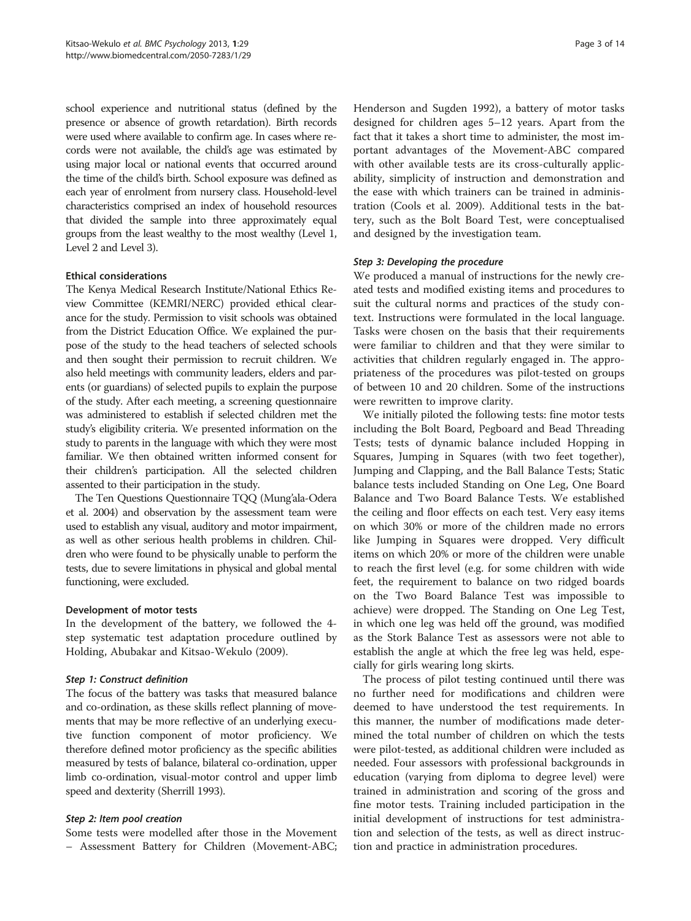school experience and nutritional status (defined by the presence or absence of growth retardation). Birth records were used where available to confirm age. In cases where records were not available, the child's age was estimated by using major local or national events that occurred around the time of the child's birth. School exposure was defined as each year of enrolment from nursery class. Household-level characteristics comprised an index of household resources that divided the sample into three approximately equal groups from the least wealthy to the most wealthy (Level 1, Level 2 and Level 3).

### Ethical considerations

The Kenya Medical Research Institute/National Ethics Review Committee (KEMRI/NERC) provided ethical clearance for the study. Permission to visit schools was obtained from the District Education Office. We explained the purpose of the study to the head teachers of selected schools and then sought their permission to recruit children. We also held meetings with community leaders, elders and parents (or guardians) of selected pupils to explain the purpose of the study. After each meeting, a screening questionnaire was administered to establish if selected children met the study's eligibility criteria. We presented information on the study to parents in the language with which they were most familiar. We then obtained written informed consent for their children's participation. All the selected children assented to their participation in the study.

The Ten Questions Questionnaire TQQ (Mung'ala-Odera et al. 2004) and observation by the assessment team were used to establish any visual, auditory and motor impairment, as well as other serious health problems in children. Children who were found to be physically unable to perform the tests, due to severe limitations in physical and global mental functioning, were excluded.

### Development of motor tests

In the development of the battery, we followed the 4-step systematic test adaptation procedure outlined by Holding, Abubakar and Kitsao-Wekulo (2009).

#### *Step 1: Construct definition*

The focus of the battery was tasks that measured balance and co-ordination, as these skills reflect planning of movements that may be more reflective of an underlying executive function component of motor proficiency. We therefore defined motor proficiency as the specific abilities measured by tests of balance, bilateral co-ordination, upper limb co-ordination, visual-motor control and upper limb speed and dexterity (Sherrill 1993).

#### *Step 2: Item pool creation*

Some tests were modelled after those in the Movement – Assessment Battery for Children (Movement-ABC; Henderson and Sugden 1992), a battery of motor tasks designed for children ages 5–12 years. Apart from the fact that it takes a short time to administer, the most important advantages of the Movement-ABC compared with other available tests are its cross-culturally applicability, simplicity of instruction and demonstration and the ease with which trainers can be trained in administration (Cools et al. 2009). Additional tests in the battery, such as the Bolt Board Test, were conceptualised and designed by the investigation team.

#### *Step 3: Developing the procedure*

We produced a manual of instructions for the newly created tests and modified existing items and procedures to suit the cultural norms and practices of the study context. Instructions were formulated in the local language. Tasks were chosen on the basis that their requirements were familiar to children and that they were similar to activities that children regularly engaged in. The appropriateness of the procedures was pilot-tested on groups of between 10 and 20 children. Some of the instructions were rewritten to improve clarity.

We initially piloted the following tests: fine motor tests including the Bolt Board, Pegboard and Bead Threading Tests; tests of dynamic balance included Hopping in Squares, Jumping in Squares (with two feet together), Jumping and Clapping, and the Ball Balance Tests; Static balance tests included Standing on One Leg, One Board Balance and Two Board Balance Tests. We established the ceiling and floor effects on each test. Very easy items on which 30% or more of the children made no errors like Jumping in Squares were dropped. Very difficult items on which 20% or more of the children were unable to reach the first level (e.g. for some children with wide feet, the requirement to balance on two ridged boards on the Two Board Balance Test was impossible to achieve) were dropped. The Standing on One Leg Test, in which one leg was held off the ground, was modified as the Stork Balance Test as assessors were not able to establish the angle at which the free leg was held, especially for girls wearing long skirts.

The process of pilot testing continued until there was no further need for modifications and children were deemed to have understood the test requirements. In this manner, the number of modifications made determined the total number of children on which the tests were pilot-tested, as additional children were included as needed. Four assessors with professional backgrounds in education (varying from diploma to degree level) were trained in administration and scoring of the gross and fine motor tests. Training included participation in the initial development of instructions for test administration and selection of the tests, as well as direct instruction and practice in administration procedures.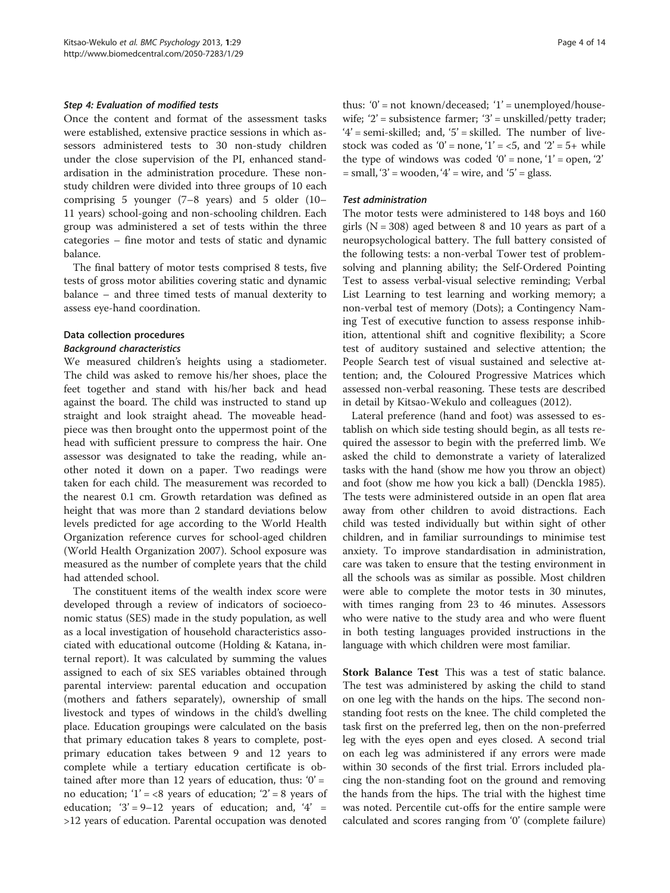#### *Step 4: Evaluation of modified tests*

Once the content and format of the assessment tasks were established, extensive practice sessions in which assessors administered tests to 30 non-study children under the close supervision of the PI, enhanced standardisation in the administration procedure. These non-study children were divided into three groups of 10 each comprising 5 younger (7–8 years) and 5 older (10–11 years) school-going and non-schooling children. Each group was administered a set of tests within the three categories – fine motor and tests of static and dynamic balance.

The final battery of motor tests comprised 8 tests, five tests of gross motor abilities covering static and dynamic balance – and three timed tests of manual dexterity to assess eye-hand coordination.

### Data collection procedures

#### *Background characteristics*

We measured children's heights using a stadiometer. The child was asked to remove his/her shoes, place the feet together and stand with his/her back and head against the board. The child was instructed to stand up straight and look straight ahead. The moveable headpiece was then brought onto the uppermost point of the head with sufficient pressure to compress the hair. One assessor was designated to take the reading, while another noted it down on a paper. Two readings were taken for each child. The measurement was recorded to the nearest 0.1 cm. Growth retardation was defined as height that was more than 2 standard deviations below levels predicted for age according to the World Health Organization reference curves for school-aged children (World Health Organization 2007). School exposure was measured as the number of complete years that the child had attended school.

The constituent items of the wealth index score were developed through a review of indicators of socioeconomic status (SES) made in the study population, as well as a local investigation of household characteristics associated with educational outcome (Holding & Katana, internal report). It was calculated by summing the values assigned to each of six SES variables obtained through parental interview: parental education and occupation (mothers and fathers separately), ownership of small livestock and types of windows in the child's dwelling place. Education groupings were calculated on the basis that primary education takes 8 years to complete, post-primary education takes between 9 and 12 years to complete while a tertiary education certificate is obtained after more than 12 years of education, thus: '0' = no education; '1' = <8 years of education; '2' = 8 years of education; '3' = 9–12 years of education; and, '4' = >12 years of education. Parental occupation was denoted thus: '0' = not known/deceased; '1' = unemployed/housewife; '2' = subsistence farmer; '3' = unskilled/petty trader; '4' = semi-skilled; and, '5' = skilled. The number of livestock was coded as '0' = none, '1' = <5, and '2' = 5+ while the type of windows was coded '0' = none, '1' = open, '2' = small, '3' = wooden, '4' = wire, and '5' = glass.

#### *Test administration*

The motor tests were administered to 148 boys and 160 girls (N = 308) aged between 8 and 10 years as part of a neuropsychological battery. The full battery consisted of the following tests: a non-verbal Tower test of problem-solving and planning ability; the Self-Ordered Pointing Test to assess verbal-visual selective reminding; Verbal List Learning to test learning and working memory; a non-verbal test of memory (Dots); a Contingency Naming Test of executive function to assess response inhibition, attentional shift and cognitive flexibility; a Score test of auditory sustained and selective attention; the People Search test of visual sustained and selective attention; and, the Coloured Progressive Matrices which assessed non-verbal reasoning. These tests are described in detail by Kitsao-Wekulo and colleagues (2012).

Lateral preference (hand and foot) was assessed to establish on which side testing should begin, as all tests required the assessor to begin with the preferred limb. We asked the child to demonstrate a variety of lateralized tasks with the hand (show me how you throw an object) and foot (show me how you kick a ball) (Denckla 1985). The tests were administered outside in an open flat area away from other children to avoid distractions. Each child was tested individually but within sight of other children, and in familiar surroundings to minimise test anxiety. To improve standardisation in administration, care was taken to ensure that the testing environment in all the schools was as similar as possible. Most children were able to complete the motor tests in 30 minutes, with times ranging from 23 to 46 minutes. Assessors who were native to the study area and who were fluent in both testing languages provided instructions in the language with which children were most familiar.

**Stork Balance Test** This was a test of static balance. The test was administered by asking the child to stand on one leg with the hands on the hips. The second non-standing foot rests on the knee. The child completed the task first on the preferred leg, then on the non-preferred leg with the eyes open and eyes closed. A second trial on each leg was administered if any errors were made within 30 seconds of the first trial. Errors included placing the non-standing foot on the ground and removing the hands from the hips. The trial with the highest time was noted. Percentile cut-offs for the entire sample were calculated and scores ranging from '0' (complete failure)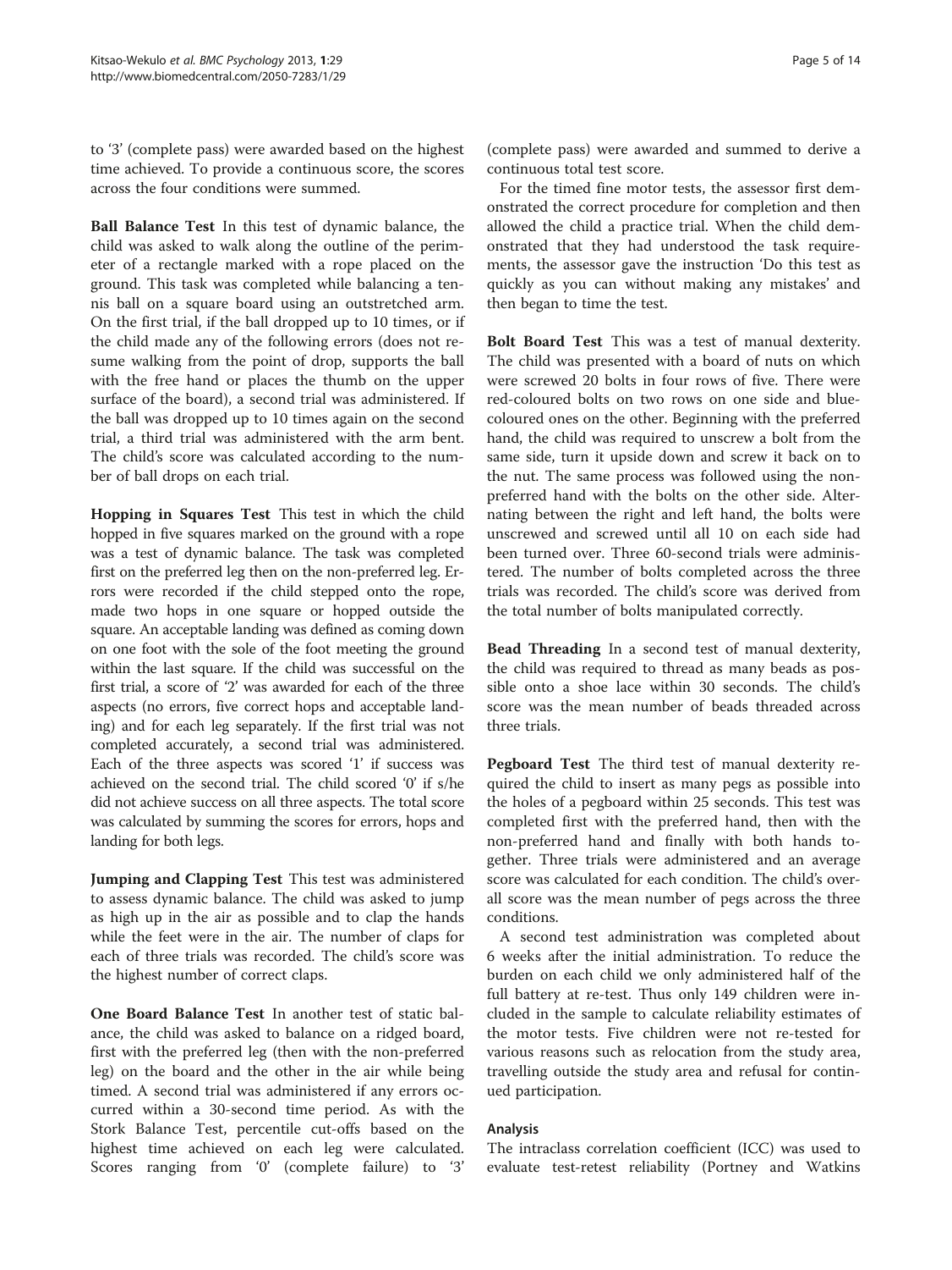to '3' (complete pass) were awarded based on the highest time achieved. To provide a continuous score, the scores across the four conditions were summed.

**Ball Balance Test** In this test of dynamic balance, the child was asked to walk along the outline of the perimeter of a rectangle marked with a rope placed on the ground. This task was completed while balancing a tennis ball on a square board using an outstretched arm. On the first trial, if the ball dropped up to 10 times, or if the child made any of the following errors (does not resume walking from the point of drop, supports the ball with the free hand or places the thumb on the upper surface of the board), a second trial was administered. If the ball was dropped up to 10 times again on the second trial, a third trial was administered with the arm bent. The child's score was calculated according to the number of ball drops on each trial.

**Hopping in Squares Test** This test in which the child hopped in five squares marked on the ground with a rope was a test of dynamic balance. The task was completed first on the preferred leg then on the non-preferred leg. Errors were recorded if the child stepped onto the rope, made two hops in one square or hopped outside the square. An acceptable landing was defined as coming down on one foot with the sole of the foot meeting the ground within the last square. If the child was successful on the first trial, a score of '2' was awarded for each of the three aspects (no errors, five correct hops and acceptable landing) and for each leg separately. If the first trial was not completed accurately, a second trial was administered. Each of the three aspects was scored '1' if success was achieved on the second trial. The child scored '0' if s/he did not achieve success on all three aspects. The total score was calculated by summing the scores for errors, hops and landing for both legs.

**Jumping and Clapping Test** This test was administered to assess dynamic balance. The child was asked to jump as high up in the air as possible and to clap the hands while the feet were in the air. The number of claps for each of three trials was recorded. The child's score was the highest number of correct claps.

**One Board Balance Test** In another test of static balance, the child was asked to balance on a ridged board, first with the preferred leg (then with the non-preferred leg) on the board and the other in the air while being timed. A second trial was administered if any errors occurred within a 30-second time period. As with the Stork Balance Test, percentile cut-offs based on the highest time achieved on each leg were calculated. Scores ranging from '0' (complete failure) to '3' (complete pass) were awarded and summed to derive a continuous total test score.

For the timed fine motor tests, the assessor first demonstrated the correct procedure for completion and then allowed the child a practice trial. When the child demonstrated that they had understood the task requirements, the assessor gave the instruction 'Do this test as quickly as you can without making any mistakes' and then began to time the test.

**Bolt Board Test** This was a test of manual dexterity. The child was presented with a board of nuts on which were screwed 20 bolts in four rows of five. There were red-coloured bolts on two rows on one side and blue-coloured ones on the other. Beginning with the preferred hand, the child was required to unscrew a bolt from the same side, turn it upside down and screw it back on to the nut. The same process was followed using the non-preferred hand with the bolts on the other side. Alternating between the right and left hand, the bolts were unscrewed and screwed until all 10 on each side had been turned over. Three 60-second trials were administered. The number of bolts completed across the three trials was recorded. The child's score was derived from the total number of bolts manipulated correctly.

**Bead Threading** In a second test of manual dexterity, the child was required to thread as many beads as possible onto a shoe lace within 30 seconds. The child's score was the mean number of beads threaded across three trials.

**Pegboard Test** The third test of manual dexterity required the child to insert as many pegs as possible into the holes of a pegboard within 25 seconds. This test was completed first with the preferred hand, then with the non-preferred hand and finally with both hands together. Three trials were administered and an average score was calculated for each condition. The child's overall score was the mean number of pegs across the three conditions.

A second test administration was completed about 6 weeks after the initial administration. To reduce the burden on each child we only administered half of the full battery at re-test. Thus only 149 children were included in the sample to calculate reliability estimates of the motor tests. Five children were not re-tested for various reasons such as relocation from the study area, travelling outside the study area and refusal for continued participation.

### Analysis

The intraclass correlation coefficient (ICC) was used to evaluate test-retest reliability (Portney and Watkins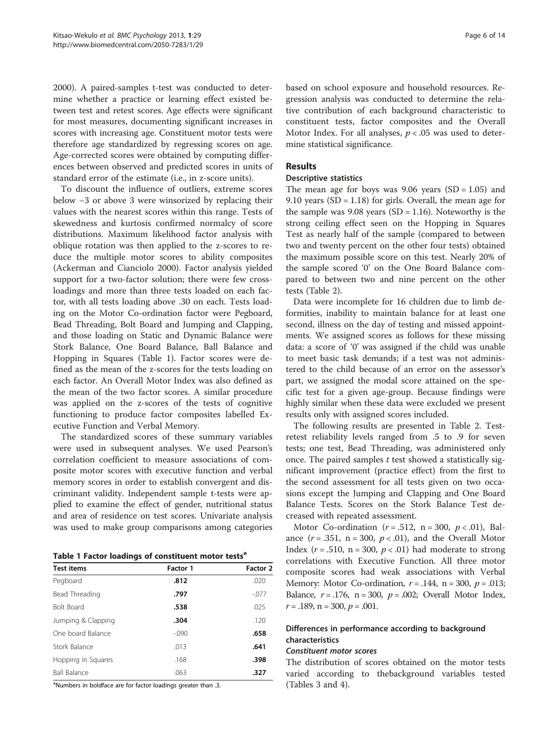2000). A paired-samples t-test was conducted to determine whether a practice or learning effect existed between test and retest scores. Age effects were significant for most measures, documenting significant increases in scores with increasing age. Constituent motor tests were therefore age standardized by regressing scores on age. Age-corrected scores were obtained by computing differences between observed and predicted scores in units of standard error of the estimate (i.e., in z-score units).

To discount the influence of outliers, extreme scores below −3 or above 3 were winsorized by replacing their values with the nearest scores within this range. Tests of skewedness and kurtosis confirmed normalcy of score distributions. Maximum likelihood factor analysis with oblique rotation was then applied to the z-scores to reduce the multiple motor scores to ability composites (Ackerman and Cianciolo 2000). Factor analysis yielded support for a two-factor solution; there were few cross-loadings and more than three tests loaded on each factor, with all tests loading above .30 on each. Tests loading on the Motor Co-ordination factor were Pegboard, Bead Threading, Bolt Board and Jumping and Clapping, and those loading on Static and Dynamic Balance were Stork Balance, One Board Balance, Ball Balance and Hopping in Squares (Table 1). Factor scores were defined as the mean of the z-scores for the tests loading on each factor. An Overall Motor Index was also defined as the mean of the two factor scores. A similar procedure was applied on the z-scores of the tests of cognitive functioning to produce factor composites labelled Executive Function and Verbal Memory.

The standardized scores of these summary variables were used in subsequent analyses. We used Pearson's correlation coefficient to measure associations of composite motor scores with executive function and verbal memory scores in order to establish convergent and discriminant validity. Independent sample t-tests were applied to examine the effect of gender, nutritional status and area of residence on test scores. Univariate analysis was used to make group comparisons among categories based on school exposure and household resources. Regression analysis was conducted to determine the relative contribution of each background characteristic to constituent tests, factor composites and the Overall Motor Index. For all analyses, $p < .05$ was used to determine statistical significance.

**Table 1 Factor loadings of constituent motor tests[a]**

| Test items | Factor 1 | Factor 2 |
|---|---|---|
| Pegboard | **.812** | .020 |
| Bead Threading | **.797** | -.077 |
| Bolt Board | **.538** | .025 |
| Jumping & Clapping | **.304** | .120 |
| One board Balance | -.090 | **.658** |
| Stork Balance | .013 | **.641** |
| Hopping in Squares | .168 | **.398** |
| Ball Balance | .063 | **.327** |

[a]Numbers in boldface are for factor loadings greater than .3.

## Results

### Descriptive statistics

The mean age for boys was 9.06 years (SD = 1.05) and 9.10 years (SD = 1.18) for girls. Overall, the mean age for the sample was 9.08 years (SD = 1.16). Noteworthy is the strong ceiling effect seen on the Hopping in Squares Test as nearly half of the sample (compared to between two and twenty percent on the other four tests) obtained the maximum possible score on this test. Nearly 20% of the sample scored '0' on the One Board Balance compared to between two and nine percent on the other tests (Table 2).

Data were incomplete for 16 children due to limb deformities, inability to maintain balance for at least one second, illness on the day of testing and missed appointments. We assigned scores as follows for these missing data: a score of '0' was assigned if the child was unable to meet basic task demands; if a test was not administered to the child because of an error on the assessor's part, we assigned the modal score attained on the specific test for a given age-group. Because findings were highly similar when these data were excluded we present results only with assigned scores included.

The following results are presented in Table 2. Test-retest reliability levels ranged from .5 to .9 for seven tests; one test, Bead Threading, was administered only once. The paired samples *t* test showed a statistically significant improvement (practice effect) from the first to the second assessment for all tests given on two occasions except the Jumping and Clapping and One Board Balance Tests. Scores on the Stork Balance Test decreased with repeated assessment.

Motor Co-ordination ($r = .512$, n = 300, $p < .01$), Balance ($r = .351$, n = 300, $p < .01$), and the Overall Motor Index ($r = .510$, n = 300, $p < .01$) had moderate to strong correlations with Executive Function. All three motor composite scores had weak associations with Verbal Memory: Motor Co-ordination, $r = .144$, n = 300, $p = .013$; Balance, $r = .176$, n = 300, $p = .002$; Overall Motor Index, $r = .189$, n = 300, $p = .001$.

### Differences in performance according to background characteristics

#### *Constituent motor scores*

The distribution of scores obtained on the motor tests varied according to thebackground variables tested (Tables 3 and 4).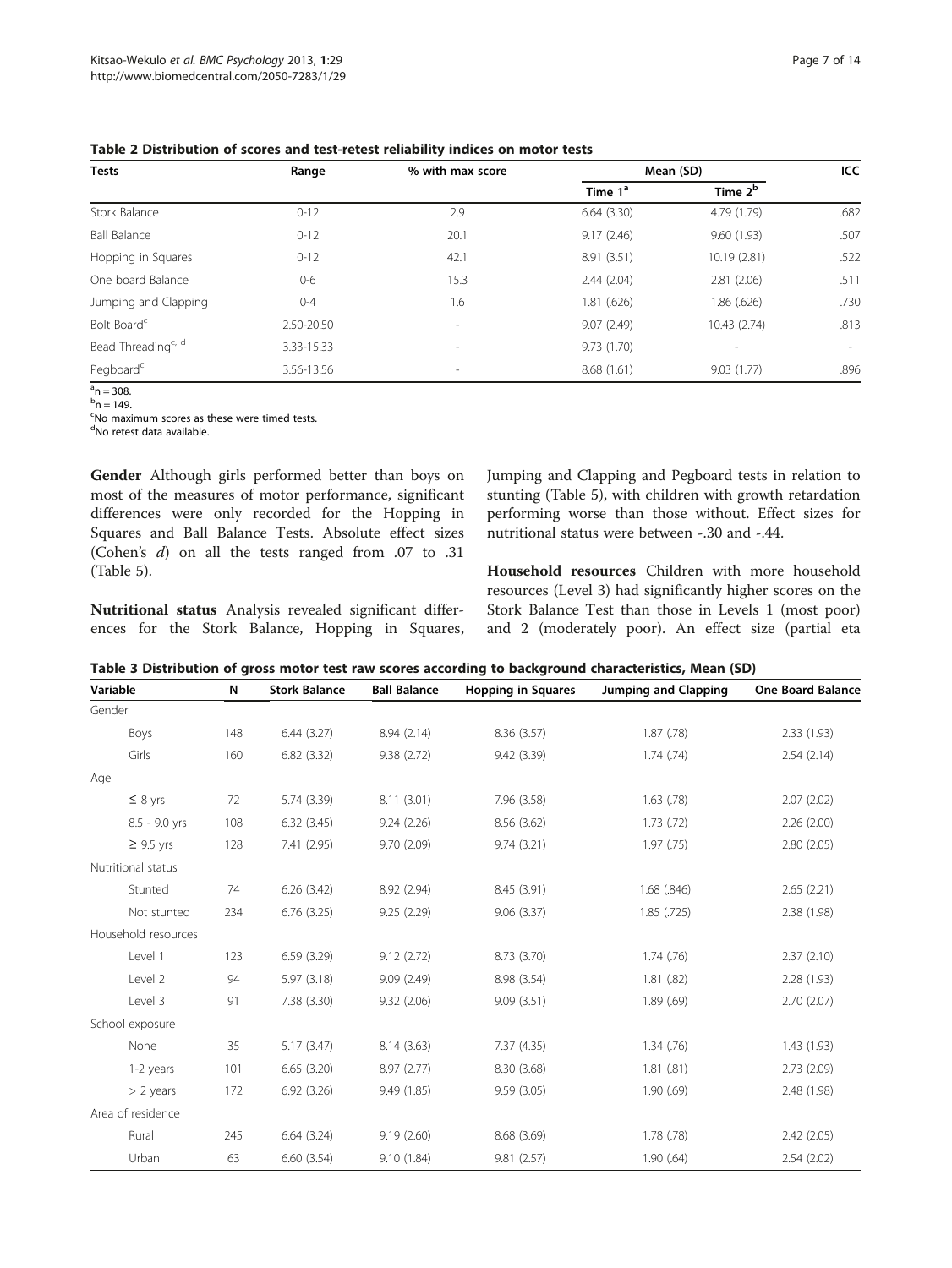**Table 2 Distribution of scores and test-retest reliability indices on motor tests**

| Tests | Range | % with max score | Mean (SD) | | ICC |
|---|---|---|---|---|---|
| | | | Time 1[a] | Time 2[b] | |
| Stork Balance | 0-12 | 2.9 | 6.64 (3.30) | 4.79 (1.79) | .682 |
| Ball Balance | 0-12 | 20.1 | 9.17 (2.46) | 9.60 (1.93) | .507 |
| Hopping in Squares | 0-12 | 42.1 | 8.91 (3.51) | 10.19 (2.81) | .522 |
| One board Balance | 0-6 | 15.3 | 2.44 (2.04) | 2.81 (2.06) | .511 |
| Jumping and Clapping | 0-4 | 1.6 | 1.81 (.626) | 1.86 (.626) | .730 |
| Bolt Board[c] | 2.50-20.50 | - | 9.07 (2.49) | 10.43 (2.74) | .813 |
| Bead Threading[c, d] | 3.33-15.33 | - | 9.73 (1.70) | - | - |
| Pegboard[c] | 3.56-13.56 | - | 8.68 (1.61) | 9.03 (1.77) | .896 |

[a]n = 308.
[b]n = 149.
[c]No maximum scores as these were timed tests.
[d]No retest data available.

**Gender** Although girls performed better than boys on most of the measures of motor performance, significant differences were only recorded for the Hopping in Squares and Ball Balance Tests. Absolute effect sizes (Cohen's *d*) on all the tests ranged from .07 to .31 (Table 5).

**Nutritional status** Analysis revealed significant differences for the Stork Balance, Hopping in Squares, Jumping and Clapping and Pegboard tests in relation to stunting (Table 5), with children with growth retardation performing worse than those without. Effect sizes for nutritional status were between -.30 and -.44.

**Household resources** Children with more household resources (Level 3) had significantly higher scores on the Stork Balance Test than those in Levels 1 (most poor) and 2 (moderately poor). An effect size (partial eta

**Table 3 Distribution of gross motor test raw scores according to background characteristics, Mean (SD)**

| Variable | N | Stork Balance | Ball Balance | Hopping in Squares | Jumping and Clapping | One Board Balance |
|---|---|---|---|---|---|---|
| Gender | | | | | | |
| Boys | 148 | 6.44 (3.27) | 8.94 (2.14) | 8.36 (3.57) | 1.87 (.78) | 2.33 (1.93) |
| Girls | 160 | 6.82 (3.32) | 9.38 (2.72) | 9.42 (3.39) | 1.74 (.74) | 2.54 (2.14) |
| Age | | | | | | |
| ≤ 8 yrs | 72 | 5.74 (3.39) | 8.11 (3.01) | 7.96 (3.58) | 1.63 (.78) | 2.07 (2.02) |
| 8.5 - 9.0 yrs | 108 | 6.32 (3.45) | 9.24 (2.26) | 8.56 (3.62) | 1.73 (.72) | 2.26 (2.00) |
| ≥ 9.5 yrs | 128 | 7.41 (2.95) | 9.70 (2.09) | 9.74 (3.21) | 1.97 (.75) | 2.80 (2.05) |
| Nutritional status | | | | | | |
| Stunted | 74 | 6.26 (3.42) | 8.92 (2.94) | 8.45 (3.91) | 1.68 (.846) | 2.65 (2.21) |
| Not stunted | 234 | 6.76 (3.25) | 9.25 (2.29) | 9.06 (3.37) | 1.85 (.725) | 2.38 (1.98) |
| Household resources | | | | | | |
| Level 1 | 123 | 6.59 (3.29) | 9.12 (2.72) | 8.73 (3.70) | 1.74 (.76) | 2.37 (2.10) |
| Level 2 | 94 | 5.97 (3.18) | 9.09 (2.49) | 8.98 (3.54) | 1.81 (.82) | 2.28 (1.93) |
| Level 3 | 91 | 7.38 (3.30) | 9.32 (2.06) | 9.09 (3.51) | 1.89 (.69) | 2.70 (2.07) |
| School exposure | | | | | | |
| None | 35 | 5.17 (3.47) | 8.14 (3.63) | 7.37 (4.35) | 1.34 (.76) | 1.43 (1.93) |
| 1-2 years | 101 | 6.65 (3.20) | 8.97 (2.77) | 8.30 (3.68) | 1.81 (.81) | 2.73 (2.09) |
| > 2 years | 172 | 6.92 (3.26) | 9.49 (1.85) | 9.59 (3.05) | 1.90 (.69) | 2.48 (1.98) |
| Area of residence | | | | | | |
| Rural | 245 | 6.64 (3.24) | 9.19 (2.60) | 8.68 (3.69) | 1.78 (.78) | 2.42 (2.05) |
| Urban | 63 | 6.60 (3.54) | 9.10 (1.84) | 9.81 (2.57) | 1.90 (.64) | 2.54 (2.02) |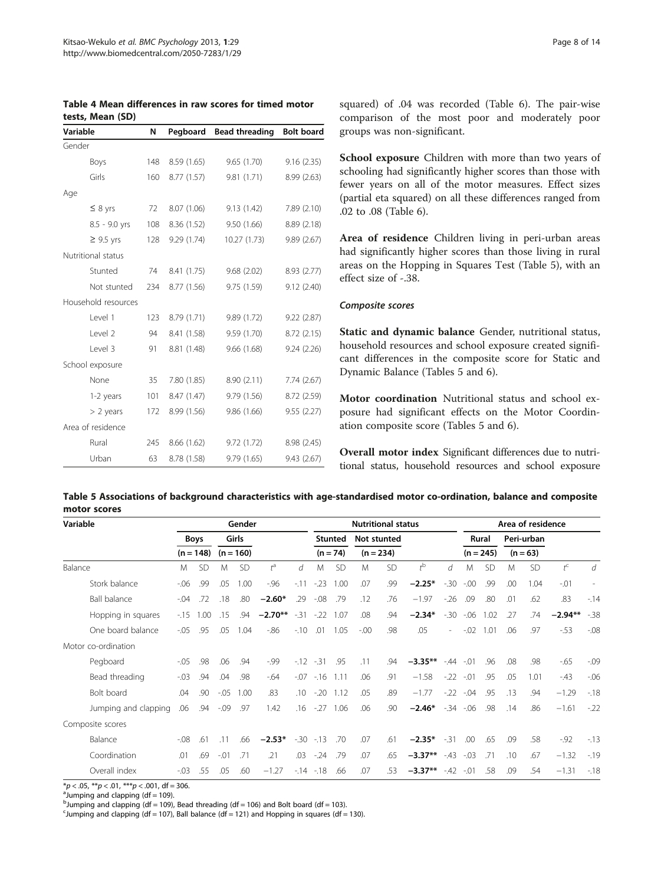**Table 4 Mean differences in raw scores for timed motor tests, Mean (SD)**

| Variable | | N | Pegboard | Bead threading | Bolt board |
|---|---|---|---|---|---|
| Gender | | | | | |
| | Boys | 148 | 8.59 (1.65) | 9.65 (1.70) | 9.16 (2.35) |
| | Girls | 160 | 8.77 (1.57) | 9.81 (1.71) | 8.99 (2.63) |
| Age | | | | | |
| | ≤ 8 yrs | 72 | 8.07 (1.06) | 9.13 (1.42) | 7.89 (2.10) |
| | 8.5 - 9.0 yrs | 108 | 8.36 (1.52) | 9.50 (1.66) | 8.89 (2.18) |
| | ≥ 9.5 yrs | 128 | 9.29 (1.74) | 10.27 (1.73) | 9.89 (2.67) |
| Nutritional status | | | | | |
| | Stunted | 74 | 8.41 (1.75) | 9.68 (2.02) | 8.93 (2.77) |
| | Not stunted | 234 | 8.77 (1.56) | 9.75 (1.59) | 9.12 (2.40) |
| Household resources | | | | | |
| | Level 1 | 123 | 8.79 (1.71) | 9.89 (1.72) | 9.22 (2.87) |
| | Level 2 | 94 | 8.41 (1.58) | 9.59 (1.70) | 8.72 (2.15) |
| | Level 3 | 91 | 8.81 (1.48) | 9.66 (1.68) | 9.24 (2.26) |
| School exposure | | | | | |
| | None | 35 | 7.80 (1.85) | 8.90 (2.11) | 7.74 (2.67) |
| | 1-2 years | 101 | 8.47 (1.47) | 9.79 (1.56) | 8.72 (2.59) |
| | > 2 years | 172 | 8.99 (1.56) | 9.86 (1.66) | 9.55 (2.27) |
| Area of residence | | | | | |
| | Rural | 245 | 8.66 (1.62) | 9.72 (1.72) | 8.98 (2.45) |
| | Urban | 63 | 8.78 (1.58) | 9.79 (1.65) | 9.43 (2.67) |

squared) of .04 was recorded (Table 6). The pair-wise comparison of the most poor and moderately poor groups was non-significant.

**School exposure** Children with more than two years of schooling had significantly higher scores than those with fewer years on all of the motor measures. Effect sizes (partial eta squared) on all these differences ranged from .02 to .08 (Table 6).

**Area of residence** Children living in peri-urban areas had significantly higher scores than those living in rural areas on the Hopping in Squares Test (Table 5), with an effect size of -.38.

#### *Composite scores*

**Static and dynamic balance** Gender, nutritional status, household resources and school exposure created significant differences in the composite score for Static and Dynamic Balance (Tables 5 and 6).

**Motor coordination** Nutritional status and school exposure had significant effects on the Motor Coordination composite score (Tables 5 and 6).

**Overall motor index** Significant differences due to nutritional status, household resources and school exposure

**Table 5 Associations of background characteristics with age-standardised motor co-ordination, balance and composite motor scores**

| Variable | | Gender | | | | | | Nutritional status | | | | | | Area of residence | | | | | |
|---|---|---|---|---|---|---|---|---|---|---|---|---|---|---|---|---|---|---|---|
| | | Boys | | Girls | | | | Stunted | | Not stunted | | | | Rural | | Peri-urban | | | |
| | | (n = 148) | | (n = 160) | | | | (n = 74) | | (n = 234) | | | | (n = 245) | | (n = 63) | | | |
| | | M | SD | M | SD | $t^a$ | *d* | M | SD | M | SD | $t^b$ | *d* | M | SD | M | SD | $t^c$ | *d* |
| Balance | | | | | | | | | | | | | | | | | | | |
| | Stork balance | -.06 | .99 | .05 | 1.00 | -.96 | -.11 | -.23 | 1.00 | .07 | .99 | **−2.25*** | -.30 | -.00 | .99 | .00 | 1.04 | -.01 | - |
| | Ball balance | -.04 | .72 | .18 | .80 | **−2.60*** | .29 | -.08 | .79 | .12 | .76 | −1.97 | -.26 | .09 | .80 | .01 | .62 | .83 | -.14 |
| | Hopping in squares | -.15 | 1.00 | .15 | .94 | **−2.70**** | -.31 | -.22 | 1.07 | .08 | .94 | **−2.34*** | -.30 | -.06 | 1.02 | .27 | .74 | **−2.94**** | -.38 |
| | One board balance | -.05 | .95 | .05 | 1.04 | -.86 | -.10 | .01 | 1.05 | -.00 | .98 | .05 | - | -.02 | 1.01 | .06 | .97 | -.53 | -.08 |
| Motor co-ordination | | | | | | | | | | | | | | | | | | | |
| | Pegboard | -.05 | .98 | .06 | .94 | -.99 | -.12 | -.31 | .95 | .11 | .94 | **−3.35**** | -.44 | -.01 | .96 | .08 | .98 | -.65 | -.09 |
| | Bead threading | -.03 | .94 | .04 | .98 | -.64 | -.07 | -.16 | 1.11 | .06 | .91 | −1.58 | -.22 | -.01 | .95 | .05 | 1.01 | -.43 | -.06 |
| | Bolt board | .04 | .90 | -.05 | 1.00 | .83 | .10 | -.20 | 1.12 | .05 | .89 | −1.77 | -.22 | -.04 | .95 | .13 | .94 | −1.29 | -.18 |
| | Jumping and clapping | .06 | .94 | -.09 | .97 | 1.42 | .16 | -.27 | 1.06 | .06 | .90 | **−2.46*** | -.34 | -.06 | .98 | .14 | .86 | −1.61 | -.22 |
| Composite scores | | | | | | | | | | | | | | | | | | | |
| | Balance | -.08 | .61 | .11 | .66 | **−2.53*** | -.30 | -.13 | .70 | .07 | .61 | **−2.35*** | -.31 | .00 | .65 | .09 | .58 | -.92 | -.13 |
| | Coordination | .01 | .69 | -.01 | .71 | .21 | .03 | -.24 | .79 | .07 | .65 | **−3.37**** | -.43 | -.03 | .71 | .10 | .67 | −1.32 | -.19 |
| | Overall index | -.03 | .55 | .05 | .60 | −1.27 | -.14 | -.18 | .66 | .07 | .53 | **−3.37**** | -.42 | -.01 | .58 | .09 | .54 | −1.31 | -.18 |

*p < .05, **p < .01, ***p < .001, df = 306.
[a]Jumping and clapping (df = 109).
[b]Jumping and clapping (df = 109), Bead threading (df = 106) and Bolt board (df = 103).
[c]Jumping and clapping (df = 107), Ball balance (df = 121) and Hopping in squares (df = 130).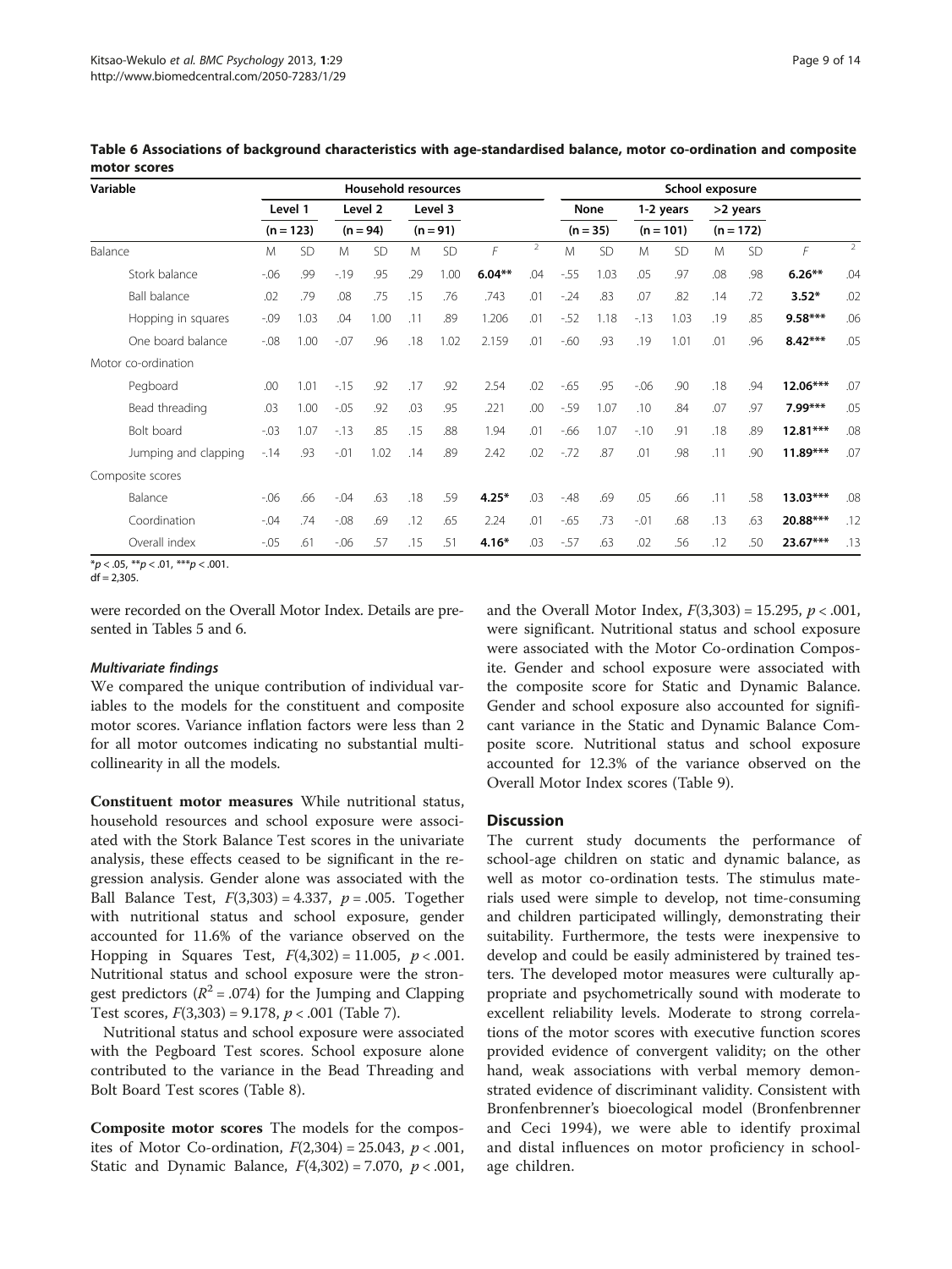**Table 6 Associations of background characteristics with age-standardised balance, motor co-ordination and composite motor scores**

| Variable | Household resources | | | | | | | | School exposure | | | | | | | |
|---|---|---|---|---|---|---|---|---|---|---|---|---|---|---|---|---|
| | Level 1 (n = 123) | | Level 2 (n = 94) | | Level 3 (n = 91) | | | | None (n = 35) | | 1-2 years (n = 101) | | >2 years (n = 172) | | | |
| | M | SD | M | SD | M | SD | *F* | $^2$ | M | SD | M | SD | M | SD | *F* | $^2$ |
| Balance | | | | | | | | | | | | | | | | |
| Stork balance | -.06 | .99 | -.19 | .95 | .29 | 1.00 | **6.04**** | .04 | -.55 | 1.03 | .05 | .97 | .08 | .98 | **6.26**** | .04 |
| Ball balance | .02 | .79 | .08 | .75 | .15 | .76 | .743 | .01 | -.24 | .83 | .07 | .82 | .14 | .72 | **3.52*** | .02 |
| Hopping in squares | -.09 | 1.03 | .04 | 1.00 | .11 | .89 | 1.206 | .01 | -.52 | 1.18 | -.13 | 1.03 | .19 | .85 | **9.58***** | .06 |
| One board balance | -.08 | 1.00 | -.07 | .96 | .18 | 1.02 | 2.159 | .01 | -.60 | .93 | .19 | 1.01 | .01 | .96 | **8.42***** | .05 |
| Motor co-ordination | | | | | | | | | | | | | | | | |
| Pegboard | .00 | 1.01 | -.15 | .92 | .17 | .92 | 2.54 | .02 | -.65 | .95 | -.06 | .90 | .18 | .94 | **12.06***** | .07 |
| Bead threading | .03 | 1.00 | -.05 | .92 | .03 | .95 | .221 | .00 | -.59 | 1.07 | .10 | .84 | .07 | .97 | **7.99***** | .05 |
| Bolt board | -.03 | 1.07 | -.13 | .85 | .15 | .88 | 1.94 | .01 | -.66 | 1.07 | -.10 | .91 | .18 | .89 | **12.81***** | .08 |
| Jumping and clapping | -.14 | .93 | -.01 | 1.02 | .14 | .89 | 2.42 | .02 | -.72 | .87 | .01 | .98 | .11 | .90 | **11.89***** | .07 |
| Composite scores | | | | | | | | | | | | | | | | |
| Balance | -.06 | .66 | -.04 | .63 | .18 | .59 | **4.25*** | .03 | -.48 | .69 | .05 | .66 | .11 | .58 | **13.03***** | .08 |
| Coordination | -.04 | .74 | -.08 | .69 | .12 | .65 | 2.24 | .01 | -.65 | .73 | -.01 | .68 | .13 | .63 | **20.88***** | .12 |
| Overall index | -.05 | .61 | -.06 | .57 | .15 | .51 | **4.16*** | .03 | -.57 | .63 | .02 | .56 | .12 | .50 | **23.67***** | .13 |

*$p < .05$, **$p < .01$, ***$p < .001$.
df = 2,305.

were recorded on the Overall Motor Index. Details are presented in Tables 5 and 6.

#### Multivariate findings

We compared the unique contribution of individual variables to the models for the constituent and composite motor scores. Variance inflation factors were less than 2 for all motor outcomes indicating no substantial multicollinearity in all the models.

**Constituent motor measures** While nutritional status, household resources and school exposure were associated with the Stork Balance Test scores in the univariate analysis, these effects ceased to be significant in the regression analysis. Gender alone was associated with the Ball Balance Test, $F(3{,}303) = 4.337$, $p = .005$. Together with nutritional status and school exposure, gender accounted for 11.6% of the variance observed on the Hopping in Squares Test, $F(4{,}302) = 11.005$, $p < .001$. Nutritional status and school exposure were the strongest predictors ($R^2 = .074$) for the Jumping and Clapping Test scores, $F(3{,}303) = 9.178$, $p < .001$ (Table 7).

Nutritional status and school exposure were associated with the Pegboard Test scores. School exposure alone contributed to the variance in the Bead Threading and Bolt Board Test scores (Table 8).

**Composite motor scores** The models for the composites of Motor Co-ordination, $F(2{,}304) = 25.043$, $p < .001$, Static and Dynamic Balance, $F(4{,}302) = 7.070$, $p < .001$, and the Overall Motor Index, $F(3{,}303) = 15.295$, $p < .001$, were significant. Nutritional status and school exposure were associated with the Motor Co-ordination Composite. Gender and school exposure were associated with the composite score for Static and Dynamic Balance. Gender and school exposure also accounted for significant variance in the Static and Dynamic Balance Composite score. Nutritional status and school exposure accounted for 12.3% of the variance observed on the Overall Motor Index scores (Table 9).

## Discussion

The current study documents the performance of school-age children on static and dynamic balance, as well as motor co-ordination tests. The stimulus materials used were simple to develop, not time-consuming and children participated willingly, demonstrating their suitability. Furthermore, the tests were inexpensive to develop and could be easily administered by trained testers. The developed motor measures were culturally appropriate and psychometrically sound with moderate to excellent reliability levels. Moderate to strong correlations of the motor scores with executive function scores provided evidence of convergent validity; on the other hand, weak associations with verbal memory demonstrated evidence of discriminant validity. Consistent with Bronfenbrenner's bioecological model (Bronfenbrenner and Ceci 1994), we were able to identify proximal and distal influences on motor proficiency in school-age children.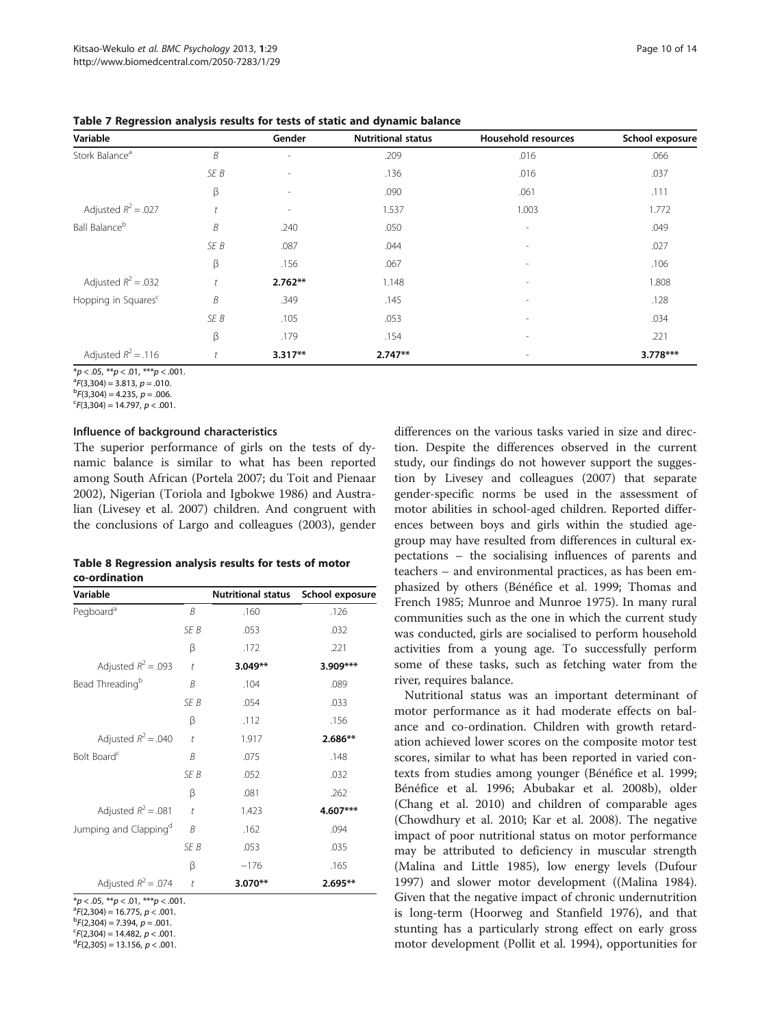**Table 7 Regression analysis results for tests of static and dynamic balance**

| Variable | | Gender | Nutritional status | Household resources | School exposure |
|---|---|---|---|---|---|
| Stork Balance[a] | *B* | - | .209 | .016 | .066 |
| | *SE B* | - | .136 | .016 | .037 |
| | β | - | .090 | .061 | .111 |
| Adjusted $R^2$ = .027 | *t* | - | 1.537 | 1.003 | 1.772 |
| Ball Balance[b] | *B* | .240 | .050 | - | .049 |
| | *SE B* | .087 | .044 | - | .027 |
| | β | .156 | .067 | - | .106 |
| Adjusted $R^2$ = .032 | *t* | **2.762**** | 1.148 | - | 1.808 |
| Hopping in Squares[c] | *B* | .349 | .145 | - | .128 |
| | *SE B* | .105 | .053 | - | .034 |
| | β | .179 | .154 | - | .221 |
| Adjusted $R^2$ = .116 | *t* | **3.317**** | **2.747**** | - | **3.778***** |

*$p < .05$, **$p < .01$, ***$p < .001$.
[a]$F(3,304) = 3.813$, $p = .010$.
[b]$F(3,304) = 4.235$, $p = .006$.
[c]$F(3,304) = 14.797$, $p < .001$.

### Influence of background characteristics

The superior performance of girls on the tests of dynamic balance is similar to what has been reported among South African (Portela 2007; du Toit and Pienaar 2002), Nigerian (Toriola and Igbokwe 1986) and Australian (Livesey et al. 2007) children. And congruent with the conclusions of Largo and colleagues (2003), gender differences on the various tasks varied in size and direction. Despite the differences observed in the current study, our findings do not however support the suggestion by Livesey and colleagues (2007) that separate gender-specific norms be used in the assessment of motor abilities in school-aged children. Reported differences between boys and girls within the studied age-group may have resulted from differences in cultural expectations – the socialising influences of parents and teachers – and environmental practices, as has been emphasized by others (Bénéfice et al. 1999; Thomas and French 1985; Munroe and Munroe 1975). In many rural communities such as the one in which the current study was conducted, girls are socialised to perform household activities from a young age. To successfully perform some of these tasks, such as fetching water from the river, requires balance.

**Table 8 Regression analysis results for tests of motor co-ordination**

| Variable | | Nutritional status | School exposure |
|---|---|---|---|
| Pegboard[a] | *B* | .160 | .126 |
| | *SE B* | .053 | .032 |
| | β | .172 | .221 |
| Adjusted $R^2$ = .093 | *t* | **3.049**** | **3.909***** |
| Bead Threading[b] | *B* | .104 | .089 |
| | *SE B* | .054 | .033 |
| | β | .112 | .156 |
| Adjusted $R^2$ = .040 | *t* | 1.917 | **2.686**** |
| Bolt Board[c] | *B* | .075 | .148 |
| | *SE B* | .052 | .032 |
| | β | .081 | .262 |
| Adjusted $R^2$ = .081 | *t* | 1.423 | **4.607***** |
| Jumping and Clapping[d] | *B* | .162 | .094 |
| | *SE B* | .053 | .035 |
| | β | −176 | .165 |
| Adjusted $R^2$ = .074 | *t* | **3.070**** | **2.695**** |

*$p < .05$, **$p < .01$, ***$p < .001$.
[a]$F(2,304) = 16.775$, $p < .001$.
[b]$F(2,304) = 7.394$, $p = .001$.
[c]$F(2,304) = 14.482$, $p < .001$.
[d]$F(2,305) = 13.156$, $p < .001$.

Nutritional status was an important determinant of motor performance as it had moderate effects on balance and co-ordination. Children with growth retardation achieved lower scores on the composite motor test scores, similar to what has been reported in varied contexts from studies among younger (Bénéfice et al. 1999; Bénéfice et al. 1996; Abubakar et al. 2008b), older (Chang et al. 2010) and children of comparable ages (Chowdhury et al. 2010; Kar et al. 2008). The negative impact of poor nutritional status on motor performance may be attributed to deficiency in muscular strength (Malina and Little 1985), low energy levels (Dufour 1997) and slower motor development ((Malina 1984). Given that the negative impact of chronic undernutrition is long-term (Hoorweg and Stanfield 1976), and that stunting has a particularly strong effect on early gross motor development (Pollit et al. 1994), opportunities for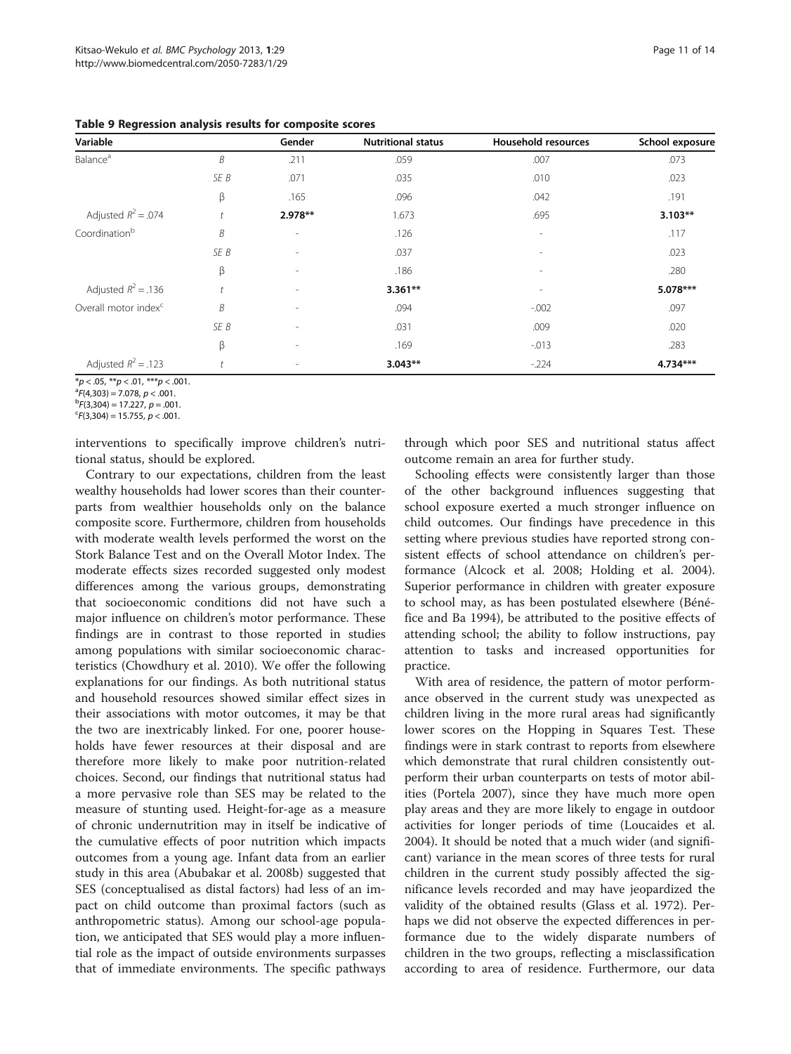**Table 9 Regression analysis results for composite scores**

| Variable | | Gender | Nutritional status | Household resources | School exposure |
|---|---|---|---|---|---|
| Balance[a] | *B* | .211 | .059 | .007 | .073 |
| | *SE B* | .071 | .035 | .010 | .023 |
| | β | .165 | .096 | .042 | .191 |
| Adjusted $R^2 = .074$ | *t* | **2.978**** | 1.673 | .695 | **3.103**** |
| Coordination[b] | *B* | - | .126 | - | .117 |
| | *SE B* | - | .037 | - | .023 |
| | β | - | .186 | - | .280 |
| Adjusted $R^2 = .136$ | *t* | - | **3.361**** | - | **5.078***** |
| Overall motor index[c] | *B* | - | .094 | -.002 | .097 |
| | *SE B* | - | .031 | .009 | .020 |
| | β | - | .169 | -.013 | .283 |
| Adjusted $R^2 = .123$ | *t* | - | **3.043**** | -.224 | **4.734***** |

*$p < .05$, **$p < .01$, ***$p < .001$.
[a]$F(4,303) = 7.078$, $p < .001$.
[b]$F(3,304) = 17.227$, $p = .001$.
[c]$F(3,304) = 15.755$, $p < .001$.

interventions to specifically improve children's nutritional status, should be explored.

Contrary to our expectations, children from the least wealthy households had lower scores than their counterparts from wealthier households only on the balance composite score. Furthermore, children from households with moderate wealth levels performed the worst on the Stork Balance Test and on the Overall Motor Index. The moderate effects sizes recorded suggested only modest differences among the various groups, demonstrating that socioeconomic conditions did not have such a major influence on children's motor performance. These findings are in contrast to those reported in studies among populations with similar socioeconomic characteristics (Chowdhury et al. 2010). We offer the following explanations for our findings. As both nutritional status and household resources showed similar effect sizes in their associations with motor outcomes, it may be that the two are inextricably linked. For one, poorer households have fewer resources at their disposal and are therefore more likely to make poor nutrition-related choices. Second, our findings that nutritional status had a more pervasive role than SES may be related to the measure of stunting used. Height-for-age as a measure of chronic undernutrition may in itself be indicative of the cumulative effects of poor nutrition which impacts outcomes from a young age. Infant data from an earlier study in this area (Abubakar et al. 2008b) suggested that SES (conceptualised as distal factors) had less of an impact on child outcome than proximal factors (such as anthropometric status). Among our school-age population, we anticipated that SES would play a more influential role as the impact of outside environments surpasses that of immediate environments. The specific pathways through which poor SES and nutritional status affect outcome remain an area for further study.

Schooling effects were consistently larger than those of the other background influences suggesting that school exposure exerted a much stronger influence on child outcomes. Our findings have precedence in this setting where previous studies have reported strong consistent effects of school attendance on children's performance (Alcock et al. 2008; Holding et al. 2004). Superior performance in children with greater exposure to school may, as has been postulated elsewhere (Bénéfice and Ba 1994), be attributed to the positive effects of attending school; the ability to follow instructions, pay attention to tasks and increased opportunities for practice.

With area of residence, the pattern of motor performance observed in the current study was unexpected as children living in the more rural areas had significantly lower scores on the Hopping in Squares Test. These findings were in stark contrast to reports from elsewhere which demonstrate that rural children consistently outperform their urban counterparts on tests of motor abilities (Portela 2007), since they have much more open play areas and they are more likely to engage in outdoor activities for longer periods of time (Loucaides et al. 2004). It should be noted that a much wider (and significant) variance in the mean scores of three tests for rural children in the current study possibly affected the significance levels recorded and may have jeopardized the validity of the obtained results (Glass et al. 1972). Perhaps we did not observe the expected differences in performance due to the widely disparate numbers of children in the two groups, reflecting a misclassification according to area of residence. Furthermore, our data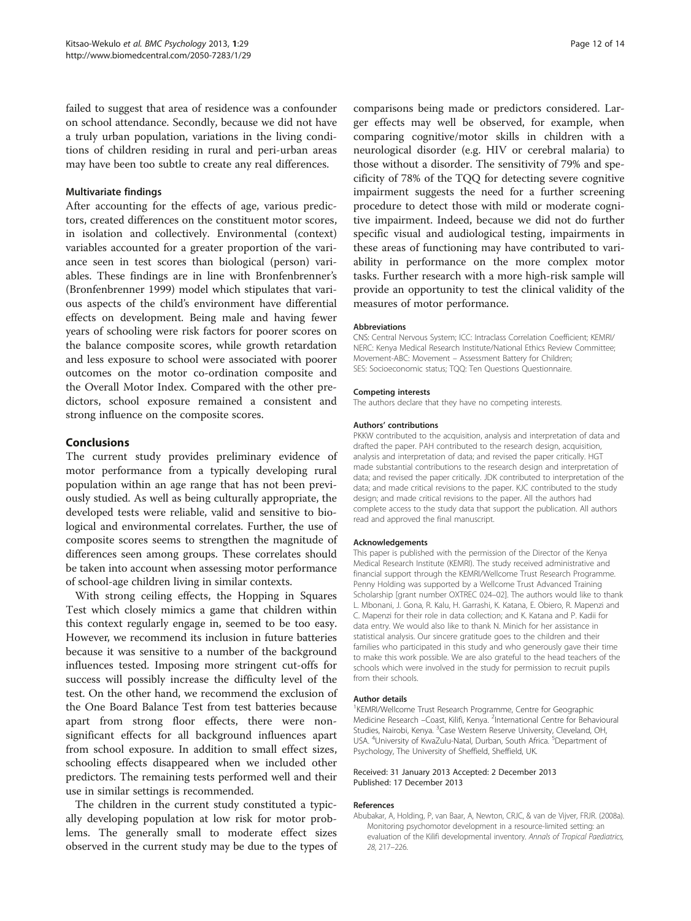failed to suggest that area of residence was a confounder on school attendance. Secondly, because we did not have a truly urban population, variations in the living conditions of children residing in rural and peri-urban areas may have been too subtle to create any real differences.

### Multivariate findings

After accounting for the effects of age, various predictors, created differences on the constituent motor scores, in isolation and collectively. Environmental (context) variables accounted for a greater proportion of the variance seen in test scores than biological (person) variables. These findings are in line with Bronfenbrenner's (Bronfenbrenner 1999) model which stipulates that various aspects of the child's environment have differential effects on development. Being male and having fewer years of schooling were risk factors for poorer scores on the balance composite scores, while growth retardation and less exposure to school were associated with poorer outcomes on the motor co-ordination composite and the Overall Motor Index. Compared with the other predictors, school exposure remained a consistent and strong influence on the composite scores.

## Conclusions

The current study provides preliminary evidence of motor performance from a typically developing rural population within an age range that has not been previously studied. As well as being culturally appropriate, the developed tests were reliable, valid and sensitive to biological and environmental correlates. Further, the use of composite scores seems to strengthen the magnitude of differences seen among groups. These correlates should be taken into account when assessing motor performance of school-age children living in similar contexts.

With strong ceiling effects, the Hopping in Squares Test which closely mimics a game that children within this context regularly engage in, seemed to be too easy. However, we recommend its inclusion in future batteries because it was sensitive to a number of the background influences tested. Imposing more stringent cut-offs for success will possibly increase the difficulty level of the test. On the other hand, we recommend the exclusion of the One Board Balance Test from test batteries because apart from strong floor effects, there were non-significant effects for all background influences apart from school exposure. In addition to small effect sizes, schooling effects disappeared when we included other predictors. The remaining tests performed well and their use in similar settings is recommended.

The children in the current study constituted a typically developing population at low risk for motor problems. The generally small to moderate effect sizes observed in the current study may be due to the types of comparisons being made or predictors considered. Larger effects may well be observed, for example, when comparing cognitive/motor skills in children with a neurological disorder (e.g. HIV or cerebral malaria) to those without a disorder. The sensitivity of 79% and specificity of 78% of the TQQ for detecting severe cognitive impairment suggests the need for a further screening procedure to detect those with mild or moderate cognitive impairment. Indeed, because we did not do further specific visual and audiological testing, impairments in these areas of functioning may have contributed to variability in performance on the more complex motor tasks. Further research with a more high-risk sample will provide an opportunity to test the clinical validity of the measures of motor performance.

#### Abbreviations

CNS: Central Nervous System; ICC: Intraclass Correlation Coefficient; KEMRI/NERC: Kenya Medical Research Institute/National Ethics Review Committee; Movement-ABC: Movement – Assessment Battery for Children; SES: Socioeconomic status; TQQ: Ten Questions Questionnaire.

#### Competing interests

The authors declare that they have no competing interests.

#### Authors' contributions

PKKW contributed to the acquisition, analysis and interpretation of data and drafted the paper. PAH contributed to the research design, acquisition, analysis and interpretation of data; and revised the paper critically. HGT made substantial contributions to the research design and interpretation of data; and revised the paper critically. JDK contributed to interpretation of the data; and made critical revisions to the paper. KJC contributed to the study design; and made critical revisions to the paper. All the authors had complete access to the study data that support the publication. All authors read and approved the final manuscript.

#### Acknowledgements

This paper is published with the permission of the Director of the Kenya Medical Research Institute (KEMRI). The study received administrative and financial support through the KEMRI/Wellcome Trust Research Programme. Penny Holding was supported by a Wellcome Trust Advanced Training Scholarship [grant number OXTREC 024–02]. The authors would like to thank L. Mbonani, J. Gona, R. Kalu, H. Garrashi, K. Katana, E. Obiero, R. Mapenzi and C. Mapenzi for their role in data collection; and K. Katana and P. Kadii for data entry. We would also like to thank N. Minich for her assistance in statistical analysis. Our sincere gratitude goes to the children and their families who participated in this study and who generously gave their time to make this work possible. We are also grateful to the head teachers of the schools which were involved in the study for permission to recruit pupils from their schools.

#### Author details

[1]KEMRI/Wellcome Trust Research Programme, Centre for Geographic Medicine Research –Coast, Kilifi, Kenya. [2]International Centre for Behavioural Studies, Nairobi, Kenya. [3]Case Western Reserve University, Cleveland, OH, USA. [4]University of KwaZulu-Natal, Durban, South Africa. [5]Department of Psychology, The University of Sheffield, Sheffield, UK.

Received: 31 January 2013 Accepted: 2 December 2013
Published: 17 December 2013

#### References

Abubakar, A, Holding, P, van Baar, A, Newton, CRJC, & van de Vijver, FRJR. (2008a). Monitoring psychomotor development in a resource-limited setting: an evaluation of the Kilifi developmental inventory. *Annals of Tropical Paediatrics, 28*, 217–226.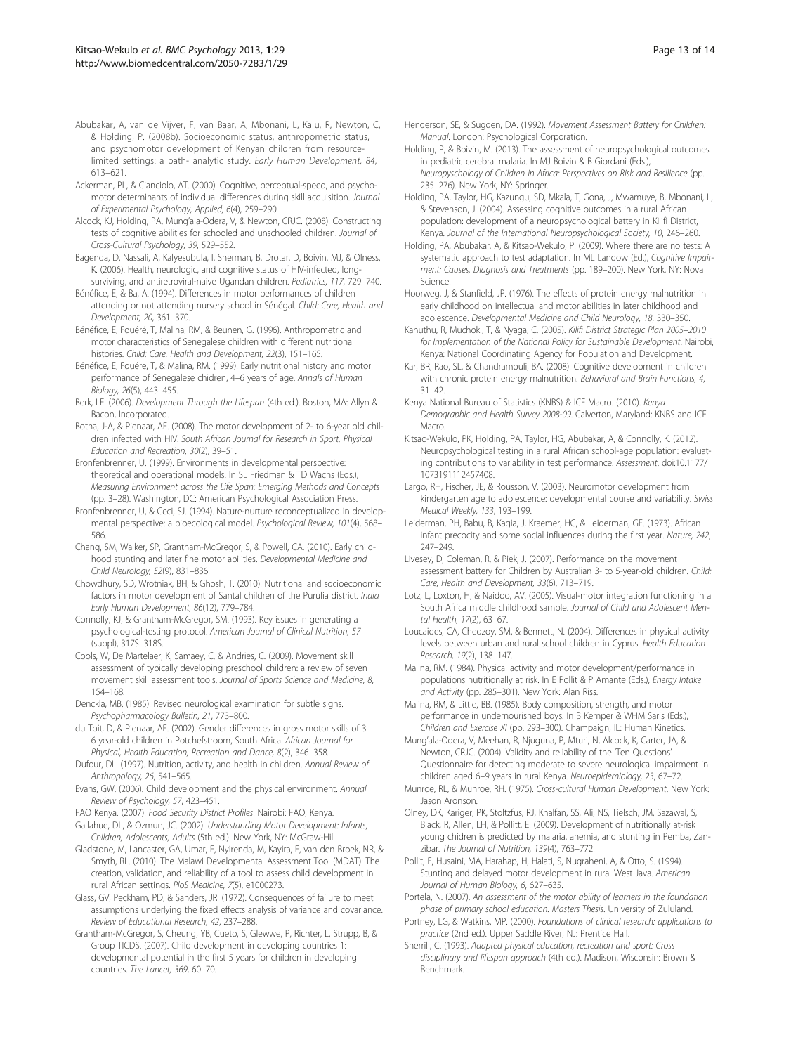Abubakar, A, van de Vijver, F, van Baar, A, Mbonani, L, Kalu, R, Newton, C, & Holding, P. (2008b). Socioeconomic status, anthropometric status, and psychomotor development of Kenyan children from resource-limited settings: a path- analytic study. *Early Human Development, 84*, 613–621.

Ackerman, PL, & Cianciolo, AT. (2000). Cognitive, perceptual-speed, and psychomotor determinants of individual differences during skill acquisition. *Journal of Experimental Psychology, Applied, 6*(4), 259–290.

Alcock, KJ, Holding, PA, Mung'ala-Odera, V, & Newton, CRJC. (2008). Constructing tests of cognitive abilities for schooled and unschooled children. *Journal of Cross-Cultural Psychology, 39*, 529–552.

Bagenda, D, Nassali, A, Kalyesubula, I, Sherman, B, Drotar, D, Boivin, MJ, & Olness, K. (2006). Health, neurologic, and cognitive status of HIV-infected, long-surviving, and antiretroviral-naive Ugandan children. *Pediatrics, 117*, 729–740.

Bénéfice, E, & Ba, A. (1994). Differences in motor performances of children attending or not attending nursery school in Sénégal. *Child: Care, Health and Development, 20*, 361–370.

Bénéfice, E, Fouéré, T, Malina, RM, & Beunen, G. (1996). Anthropometric and motor characteristics of Senegalese children with different nutritional histories. *Child: Care, Health and Development, 22*(3), 151–165.

Bénéfice, E, Fouére, T, & Malina, RM. (1999). Early nutritional history and motor performance of Senegalese chidren, 4–6 years of age. *Annals of Human Biology, 26*(5), 443–455.

Berk, LE. (2006). *Development Through the Lifespan* (4th ed.). Boston, MA: Allyn & Bacon, Incorporated.

Botha, J-A, & Pienaar, AE. (2008). The motor development of 2- to 6-year old children infected with HIV. *South African Journal for Research in Sport, Physical Education and Recreation, 30*(2), 39–51.

Bronfenbrenner, U. (1999). Environments in developmental perspective: theoretical and operational models. In SL Friedman & TD Wachs (Eds.), *Measuring Environment across the Life Span: Emerging Methods and Concepts* (pp. 3–28). Washington, DC: American Psychological Association Press.

Bronfenbrenner, U, & Ceci, SJ. (1994). Nature-nurture reconceptualized in developmental perspective: a bioecological model. *Psychological Review, 101*(4), 568–586.

Chang, SM, Walker, SP, Grantham-McGregor, S, & Powell, CA. (2010). Early childhood stunting and later fine motor abilities. *Developmental Medicine and Child Neurology, 52*(9), 831–836.

Chowdhury, SD, Wrotniak, BH, & Ghosh, T. (2010). Nutritional and socioeconomic factors in motor development of Santal children of the Purulia district. *India Early Human Development, 86*(12), 779–784.

Connolly, KJ, & Grantham-McGregor, SM. (1993). Key issues in generating a psychological-testing protocol. *American Journal of Clinical Nutrition, 57* (suppl), 317S–318S.

Cools, W, De Martelaer, K, Samaey, C, & Andries, C. (2009). Movement skill assessment of typically developing preschool children: a review of seven movement skill assessment tools. *Journal of Sports Science and Medicine, 8*, 154–168.

Denckla, MB. (1985). Revised neurological examination for subtle signs. *Psychopharmacology Bulletin, 21*, 773–800.

du Toit, D, & Pienaar, AE. (2002). Gender differences in gross motor skills of 3–6 year-old children in Potchefstroom, South Africa. *African Journal for Physical, Health Education, Recreation and Dance, 8*(2), 346–358.

Dufour, DL. (1997). Nutrition, activity, and health in children. *Annual Review of Anthropology, 26*, 541–565.

Evans, GW. (2006). Child development and the physical environment. *Annual Review of Psychology, 57*, 423–451.

FAO Kenya. (2007). *Food Security District Profiles*. Nairobi: FAO, Kenya.

Gallahue, DL, & Ozmun, JC. (2002). *Understanding Motor Development: Infants, Children, Adolescents, Adults* (5th ed.). New York, NY: McGraw-Hill.

Gladstone, M, Lancaster, GA, Umar, E, Nyirenda, M, Kayira, E, van den Broek, NR, & Smyth, RL. (2010). The Malawi Developmental Assessment Tool (MDAT): The creation, validation, and reliability of a tool to assess child development in rural African settings. *PloS Medicine, 7*(5), e1000273.

Glass, GV, Peckham, PD, & Sanders, JR. (1972). Consequences of failure to meet assumptions underlying the fixed effects analysis of variance and covariance. *Review of Educational Research, 42*, 237–288.

Grantham-McGregor, S, Cheung, YB, Cueto, S, Glewwe, P, Richter, L, Strupp, B, & Group TICDS. (2007). Child development in developing countries 1: developmental potential in the first 5 years for children in developing countries. *The Lancet, 369*, 60–70.

Henderson, SE, & Sugden, DA. (1992). *Movement Assessment Battery for Children: Manual*. London: Psychological Corporation.

Holding, P, & Boivin, M. (2013). The assessment of neuropsychological outcomes in pediatric cerebral malaria. In MJ Boivin & B Giordani (Eds.), *Neuropyschology of Children in Africa: Perspectives on Risk and Resilience* (pp. 235–276). New York, NY: Springer.

Holding, PA, Taylor, HG, Kazungu, SD, Mkala, T, Gona, J, Mwamuye, B, Mbonani, L, & Stevenson, J. (2004). Assessing cognitive outcomes in a rural African population: development of a neuropsychological battery in Kilifi District, Kenya. *Journal of the International Neuropsychological Society, 10*, 246–260.

Holding, PA, Abubakar, A, & Kitsao-Wekulo, P. (2009). Where there are no tests: A systematic approach to test adaptation. In ML Landow (Ed.), *Cognitive Impairment: Causes, Diagnosis and Treatments* (pp. 189–200). New York, NY: Nova Science.

Hoorweg, J, & Stanfield, JP. (1976). The effects of protein energy malnutrition in early childhood on intellectual and motor abilities in later childhood and adolescence. *Developmental Medicine and Child Neurology, 18*, 330–350.

Kahuthu, R, Muchoki, T, & Nyaga, C. (2005). *Kilifi District Strategic Plan 2005–2010 for Implementation of the National Policy for Sustainable Development*. Nairobi, Kenya: National Coordinating Agency for Population and Development.

Kar, BR, Rao, SL, & Chandramouli, BA. (2008). Cognitive development in children with chronic protein energy malnutrition. *Behavioral and Brain Functions, 4*, 31–42.

Kenya National Bureau of Statistics (KNBS) & ICF Macro. (2010). *Kenya Demographic and Health Survey 2008-09*. Calverton, Maryland: KNBS and ICF Macro.

Kitsao-Wekulo, PK, Holding, PA, Taylor, HG, Abubakar, A, & Connolly, K. (2012). Neuropsychological testing in a rural African school-age population: evaluating contributions to variability in test performance. *Assessment*. doi:10.1177/1073191112457408.

Largo, RH, Fischer, JE, & Rousson, V. (2003). Neuromotor development from kindergarten age to adolescence: developmental course and variability. *Swiss Medical Weekly, 133*, 193–199.

Leiderman, PH, Babu, B, Kagia, J, Kraemer, HC, & Leiderman, GF. (1973). African infant precocity and some social influences during the first year. *Nature, 242*, 247–249.

Livesey, D, Coleman, R, & Piek, J. (2007). Performance on the movement assessment battery for Children by Australian 3- to 5-year-old children. *Child: Care, Health and Development, 33*(6), 713–719.

Lotz, L, Loxton, H, & Naidoo, AV. (2005). Visual-motor integration functioning in a South Africa middle childhood sample. *Journal of Child and Adolescent Mental Health, 17*(2), 63–67.

Loucaides, CA, Chedzoy, SM, & Bennett, N. (2004). Differences in physical activity levels between urban and rural school children in Cyprus. *Health Education Research, 19*(2), 138–147.

Malina, RM. (1984). Physical activity and motor development/performance in populations nutritionally at risk. In E Pollit & P Amante (Eds.), *Energy Intake and Activity* (pp. 285–301). New York: Alan Riss.

Malina, RM, & Little, BB. (1985). Body composition, strength, and motor performance in undernourished boys. In B Kemper & WHM Saris (Eds.), *Children and Exercise XI* (pp. 293–300). Champaign, IL: Human Kinetics.

Mung'ala-Odera, V, Meehan, R, Njuguna, P, Mturi, N, Alcock, K, Carter, JA, & Newton, CRJC. (2004). Validity and reliability of the 'Ten Questions' Questionnaire for detecting moderate to severe neurological impairment in children aged 6–9 years in rural Kenya. *Neuroepidemiology, 23*, 67–72.

Munroe, RL, & Munroe, RH. (1975). *Cross-cultural Human Development*. New York: Jason Aronson.

Olney, DK, Kariger, PK, Stoltzfus, RJ, Khalfan, SS, Ali, NS, Tielsch, JM, Sazawal, S, Black, R, Allen, LH, & Pollitt, E. (2009). Development of nutritionally at-risk young chidren is predicted by malaria, anemia, and stunting in Pemba, Zanzibar. *The Journal of Nutrition, 139*(4), 763–772.

Pollit, E, Husaini, MA, Harahap, H, Halati, S, Nugraheni, A, & Otto, S. (1994). Stunting and delayed motor development in rural West Java. *American Journal of Human Biology, 6*, 627–635.

Portela, N. (2007). *An assessment of the motor ability of learners in the foundation phase of primary school education. Masters Thesis*. University of Zululand.

Portney, LG, & Watkins, MP. (2000). *Foundations of clinical research: applications to practice* (2nd ed.). Upper Saddle River, NJ: Prentice Hall.

Sherrill, C. (1993). *Adapted physical education, recreation and sport: Cross disciplinary and lifespan approach* (4th ed.). Madison, Wisconsin: Brown & Benchmark.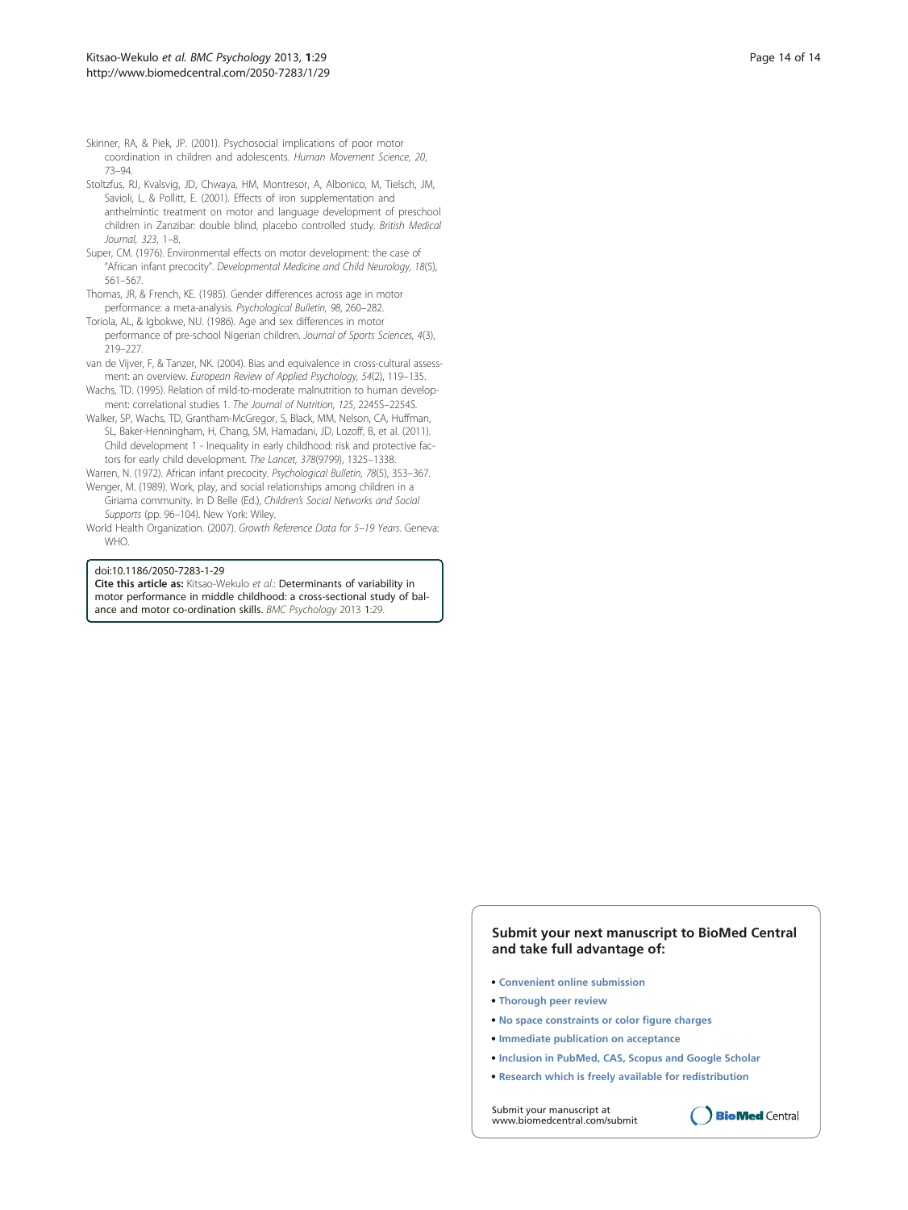Skinner, RA, & Piek, JP. (2001). Psychosocial implications of poor motor coordination in children and adolescents. *Human Movement Science, 20*, 73–94.

Stoltzfus, RJ, Kvalsvig, JD, Chwaya, HM, Montresor, A, Albonico, M, Tielsch, JM, Savioli, L, & Pollitt, E. (2001). Effects of iron supplementation and anthelmintic treatment on motor and language development of preschool children in Zanzibar: double blind, placebo controlled study. *British Medical Journal, 323*, 1–8.

Super, CM. (1976). Environmental effects on motor development: the case of "African infant precocity". *Developmental Medicine and Child Neurology, 18*(5), 561–567.

Thomas, JR, & French, KE. (1985). Gender differences across age in motor performance: a meta-analysis. *Psychological Bulletin, 98*, 260–282.

Toriola, AL, & Igbokwe, NU. (1986). Age and sex differences in motor performance of pre-school Nigerian children. *Journal of Sports Sciences, 4*(3), 219–227.

van de Vijver, F, & Tanzer, NK. (2004). Bias and equivalence in cross-cultural assessment: an overview. *European Review of Applied Psychology, 54*(2), 119–135.

Wachs, TD. (1995). Relation of mild-to-moderate malnutrition to human development: correlational studies 1. *The Journal of Nutrition, 125*, 2245S–2254S.

Walker, SP, Wachs, TD, Grantham-McGregor, S, Black, MM, Nelson, CA, Huffman, SL, Baker-Henningham, H, Chang, SM, Hamadani, JD, Lozoff, B, et al. (2011). Child development 1 - Inequality in early childhood: risk and protective factors for early child development. *The Lancet, 378*(9799), 1325–1338.

Warren, N. (1972). African infant precocity. *Psychological Bulletin, 78*(5), 353–367.

Wenger, M. (1989). Work, play, and social relationships among children in a Giriama community. In D Belle (Ed.), *Children's Social Networks and Social Supports* (pp. 96–104). New York: Wiley.

World Health Organization. (2007). *Growth Reference Data for 5–19 Years*. Geneva: WHO.

doi:10.1186/2050-7283-1-29

**Cite this article as:** Kitsao-Wekulo *et al.*: Determinants of variability in motor performance in middle childhood: a cross-sectional study of balance and motor co-ordination skills. *BMC Psychology* 2013 **1**:29.

**Submit your next manuscript to BioMed Central and take full advantage of:**

- **Convenient online submission**
- **Thorough peer review**
- **No space constraints or color figure charges**
- **Immediate publication on acceptance**
- **Inclusion in PubMed, CAS, Scopus and Google Scholar**
- **Research which is freely available for redistribution**

Submit your manuscript at www.biomedcentral.com/submit

BioMed Central